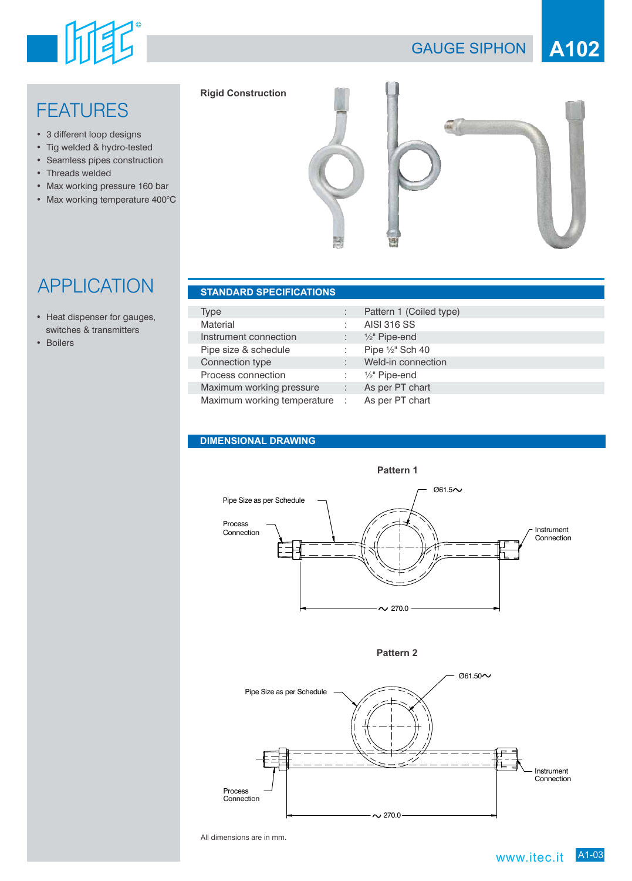# GAUGE SIPHON

## A102

## FEATURES

- 3 different loop designs
- Tig welded & hydro-tested
- Seamless pipes construction
- Threads welded
- Max working pressure 160 bar
- Max working temperature 400°C

## APPLICATION

- Heat dispenser for gauges, switches & transmitters
- Boilers

**Rigid Construction**

### STANDARD SPECIFICATIONS

| | | |
|---|---|---|
| Type | : | Pattern 1 (Coiled type) |
| Material | : | AISI 316 SS |
| Instrument connection | : | ½" Pipe-end |
| Pipe size & schedule | : | Pipe ½" Sch 40 |
| Connection type | : | Weld-in connection |
| Process connection | : | ½" Pipe-end |
| Maximum working pressure | : | As per PT chart |
| Maximum working temperature | : | As per PT chart |

### DIMENSIONAL DRAWING

**Pattern 1**

Pipe Size as per Schedule

Process Connection

Instrument Connection

Ø61.5~

~ 270.0

**Pattern 2**

Pipe Size as per Schedule

Process Connection

Instrument Connection

Ø61.50~

~ 270.0

All dimensions are in mm.

www.itec.it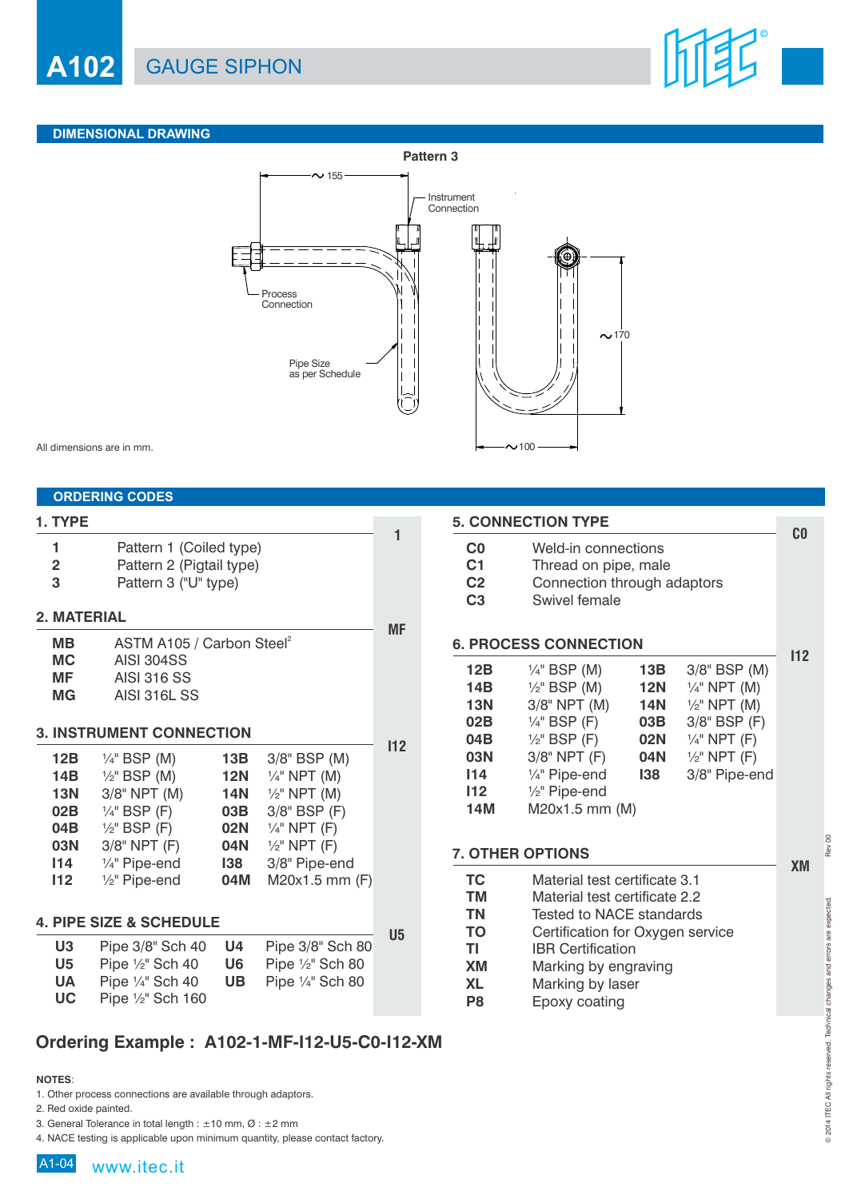# A102 GAUGE SIPHON

## DIMENSIONAL DRAWING

Pattern 3

~155

Instrument Connection

Process Connection

Pipe Size as per Schedule

~170

~100

All dimensions are in mm.

## ORDERING CODES

### 1. TYPE

**1**

| | |
|---|---|
| **1** | Pattern 1 (Coiled type) |
| **2** | Pattern 2 (Pigtail type) |
| **3** | Pattern 3 ("U" type) |

### 2. MATERIAL

**MF**

| | |
|---|---|
| **MB** | ASTM A105 / Carbon Steel[2] |
| **MC** | AISI 304SS |
| **MF** | AISI 316 SS |
| **MG** | AISI 316L SS |

### 3. INSTRUMENT CONNECTION

**I12**

| | | | |
|---|---|---|---|
| **12B** | ¼" BSP (M) | **13B** | 3/8" BSP (M) |
| **14B** | ½" BSP (M) | **12N** | ¼" NPT (M) |
| **13N** | 3/8" NPT (M) | **14N** | ½" NPT (M) |
| **02B** | ¼" BSP (F) | **03B** | 3/8" BSP (F) |
| **04B** | ½" BSP (F) | **02N** | ¼" NPT (F) |
| **03N** | 3/8" NPT (F) | **04N** | ½" NPT (F) |
| **I14** | ¼" Pipe-end | **I38** | 3/8" Pipe-end |
| **I12** | ½" Pipe-end | **04M** | M20x1.5 mm (F) |

### 4. PIPE SIZE & SCHEDULE

**U5**

| | | | |
|---|---|---|---|
| **U3** | Pipe 3/8" Sch 40 | **U4** | Pipe 3/8" Sch 80 |
| **U5** | Pipe ½" Sch 40 | **U6** | Pipe ½" Sch 80 |
| **UA** | Pipe ¼" Sch 40 | **UB** | Pipe ¼" Sch 80 |
| **UC** | Pipe ½" Sch 160 | | |

### 5. CONNECTION TYPE

**C0**

| | |
|---|---|
| **C0** | Weld-in connections |
| **C1** | Thread on pipe, male |
| **C2** | Connection through adaptors |
| **C3** | Swivel female |

### 6. PROCESS CONNECTION

**I12**

| | | | |
|---|---|---|---|
| **12B** | ¼" BSP (M) | **13B** | 3/8" BSP (M) |
| **14B** | ½" BSP (M) | **12N** | ¼" NPT (M) |
| **13N** | 3/8" NPT (M) | **14N** | ½" NPT (M) |
| **02B** | ¼" BSP (F) | **03B** | 3/8" BSP (F) |
| **04B** | ½" BSP (F) | **02N** | ¼" NPT (F) |
| **03N** | 3/8" NPT (F) | **04N** | ½" NPT (F) |
| **I14** | ¼" Pipe-end | **I38** | 3/8" Pipe-end |
| **I12** | ½" Pipe-end | | |
| **14M** | M20x1.5 mm (M) | | |

### 7. OTHER OPTIONS

**XM**

| | |
|---|---|
| **TC** | Material test certificate 3.1 |
| **TM** | Material test certificate 2.2 |
| **TN** | Tested to NACE standards |
| **TO** | Certification for Oxygen service |
| **TI** | IBR Certification |
| **XM** | Marking by engraving |
| **XL** | Marking by laser |
| **P8** | Epoxy coating |

## Ordering Example : A102-1-MF-I12-U5-C0-I12-XM

**NOTES**:
1. Other process connections are available through adaptors.
2. Red oxide painted.
3. General Tolerance in total length : ±10 mm, Ø : ±2 mm
4. NACE testing is applicable upon minimum quantity, please contact factory.

www.itec.it

Rev 00

© 2014 ITEC All rights reserved. Technical changes and errors are expected.